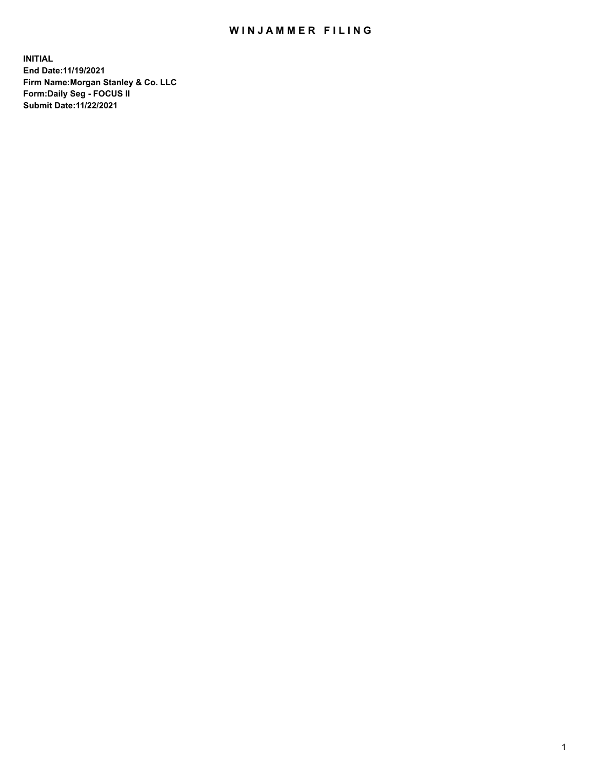# WINJAMMER FILING

**INITIAL**
**End Date:11/19/2021**
**Firm Name:Morgan Stanley & Co. LLC**
**Form:Daily Seg - FOCUS II**
**Submit Date:11/22/2021**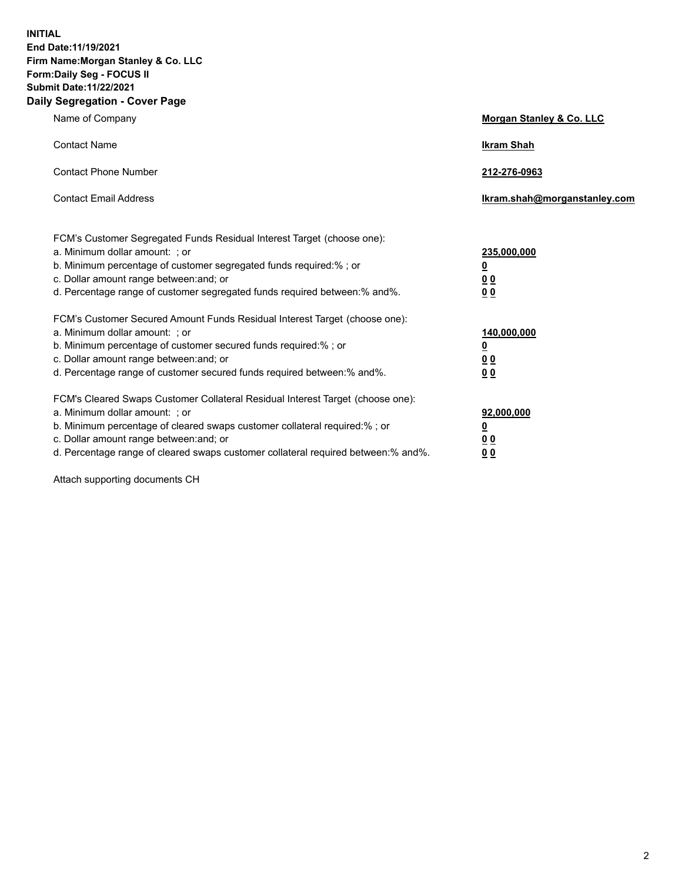**INITIAL**
**End Date:11/19/2021**
**Firm Name:Morgan Stanley & Co. LLC**
**Form:Daily Seg - FOCUS II**
**Submit Date:11/22/2021**

## Daily Segregation - Cover Page

| | |
|---|---|
| Name of Company | **Morgan Stanley & Co. LLC** |
| Contact Name | **Ikram Shah** |
| Contact Phone Number | **212-276-0963** |
| Contact Email Address | **Ikram.shah@morganstanley.com** |

| | |
|---|---|
| FCM's Customer Segregated Funds Residual Interest Target (choose one): | |
| a. Minimum dollar amount: ; or | **235,000,000** |
| b. Minimum percentage of customer segregated funds required:% ; or | **0** |
| c. Dollar amount range between:and; or | **0 0** |
| d. Percentage range of customer segregated funds required between:% and%. | **0 0** |
| FCM's Customer Secured Amount Funds Residual Interest Target (choose one): | |
| a. Minimum dollar amount: ; or | **140,000,000** |
| b. Minimum percentage of customer secured funds required:% ; or | **0** |
| c. Dollar amount range between:and; or | **0 0** |
| d. Percentage range of customer secured funds required between:% and%. | **0 0** |
| FCM's Cleared Swaps Customer Collateral Residual Interest Target (choose one): | |
| a. Minimum dollar amount: ; or | **92,000,000** |
| b. Minimum percentage of cleared swaps customer collateral required:% ; or | **0** |
| c. Dollar amount range between:and; or | **0 0** |
| d. Percentage range of cleared swaps customer collateral required between:% and%. | **0 0** |

Attach supporting documents CH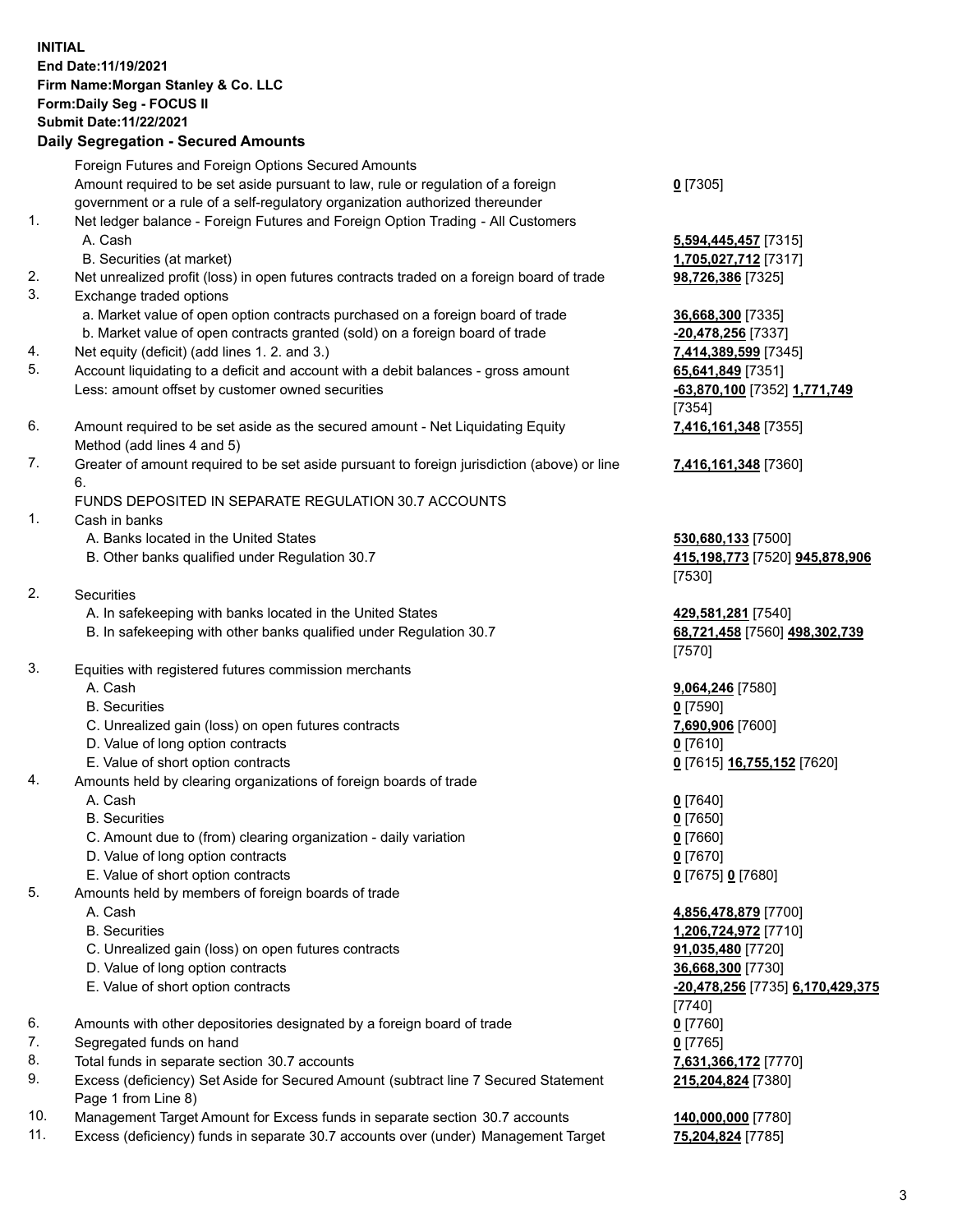**INITIAL**
**End Date:11/19/2021**
**Firm Name:Morgan Stanley & Co. LLC**
**Form:Daily Seg - FOCUS II**
**Submit Date:11/22/2021**

## Daily Segregation - Secured Amounts

| | | |
|---|---|---|
| | Foreign Futures and Foreign Options Secured Amounts | |
| | Amount required to be set aside pursuant to law, rule or regulation of a foreign government or a rule of a self-regulatory organization authorized thereunder | **0** [7305] |
| 1. | Net ledger balance - Foreign Futures and Foreign Option Trading - All Customers | |
| | A. Cash | **5,594,445,457** [7315] |
| | B. Securities (at market) | **1,705,027,712** [7317] |
| 2. | Net unrealized profit (loss) in open futures contracts traded on a foreign board of trade | **98,726,386** [7325] |
| 3. | Exchange traded options | |
| | a. Market value of open option contracts purchased on a foreign board of trade | **36,668,300** [7335] |
| | b. Market value of open contracts granted (sold) on a foreign board of trade | **-20,478,256** [7337] |
| 4. | Net equity (deficit) (add lines 1. 2. and 3.) | **7,414,389,599** [7345] |
| 5. | Account liquidating to a deficit and account with a debit balances - gross amount | **65,641,849** [7351] |
| | Less: amount offset by customer owned securities | **-63,870,100** [7352] **1,771,749** [7354] |
| 6. | Amount required to be set aside as the secured amount - Net Liquidating Equity Method (add lines 4 and 5) | **7,416,161,348** [7355] |
| 7. | Greater of amount required to be set aside pursuant to foreign jurisdiction (above) or line 6. | **7,416,161,348** [7360] |
| | FUNDS DEPOSITED IN SEPARATE REGULATION 30.7 ACCOUNTS | |
| 1. | Cash in banks | |
| | A. Banks located in the United States | **530,680,133** [7500] |
| | B. Other banks qualified under Regulation 30.7 | **415,198,773** [7520] **945,878,906** [7530] |
| 2. | Securities | |
| | A. In safekeeping with banks located in the United States | **429,581,281** [7540] |
| | B. In safekeeping with other banks qualified under Regulation 30.7 | **68,721,458** [7560] **498,302,739** [7570] |
| 3. | Equities with registered futures commission merchants | |
| | A. Cash | **9,064,246** [7580] |
| | B. Securities | **0** [7590] |
| | C. Unrealized gain (loss) on open futures contracts | **7,690,906** [7600] |
| | D. Value of long option contracts | **0** [7610] |
| | E. Value of short option contracts | **0** [7615] **16,755,152** [7620] |
| 4. | Amounts held by clearing organizations of foreign boards of trade | |
| | A. Cash | **0** [7640] |
| | B. Securities | **0** [7650] |
| | C. Amount due to (from) clearing organization - daily variation | **0** [7660] |
| | D. Value of long option contracts | **0** [7670] |
| | E. Value of short option contracts | **0** [7675] **0** [7680] |
| 5. | Amounts held by members of foreign boards of trade | |
| | A. Cash | **4,856,478,879** [7700] |
| | B. Securities | **1,206,724,972** [7710] |
| | C. Unrealized gain (loss) on open futures contracts | **91,035,480** [7720] |
| | D. Value of long option contracts | **36,668,300** [7730] |
| | E. Value of short option contracts | **-20,478,256** [7735] **6,170,429,375** [7740] |
| 6. | Amounts with other depositories designated by a foreign board of trade | **0** [7760] |
| 7. | Segregated funds on hand | **0** [7765] |
| 8. | Total funds in separate section 30.7 accounts | **7,631,366,172** [7770] |
| 9. | Excess (deficiency) Set Aside for Secured Amount (subtract line 7 Secured Statement Page 1 from Line 8) | **215,204,824** [7380] |
| 10. | Management Target Amount for Excess funds in separate section 30.7 accounts | **140,000,000** [7780] |
| 11. | Excess (deficiency) funds in separate 30.7 accounts over (under) Management Target | **75,204,824** [7785] |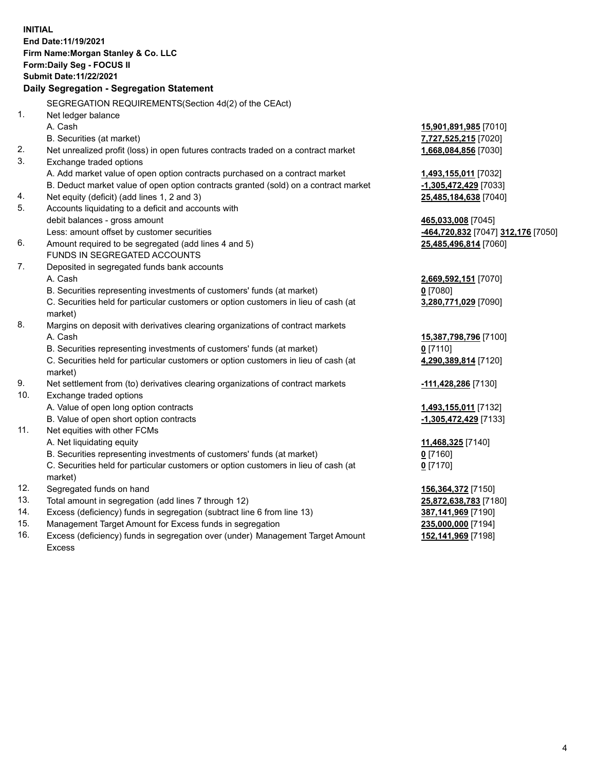**INITIAL**
**End Date:11/19/2021**
**Firm Name:Morgan Stanley & Co. LLC**
**Form:Daily Seg - FOCUS II**
**Submit Date:11/22/2021**

## Daily Segregation - Segregation Statement

SEGREGATION REQUIREMENTS(Section 4d(2) of the CEAct)

| | | |
|---|---|---|
| 1. | Net ledger balance | |
| | A. Cash | **15,901,891,985** [7010] |
| | B. Securities (at market) | **7,727,525,215** [7020] |
| 2. | Net unrealized profit (loss) in open futures contracts traded on a contract market | **1,668,084,856** [7030] |
| 3. | Exchange traded options | |
| | A. Add market value of open option contracts purchased on a contract market | **1,493,155,011** [7032] |
| | B. Deduct market value of open option contracts granted (sold) on a contract market | **-1,305,472,429** [7033] |
| 4. | Net equity (deficit) (add lines 1, 2 and 3) | **25,485,184,638** [7040] |
| 5. | Accounts liquidating to a deficit and accounts with | |
| | debit balances - gross amount | **465,033,008** [7045] |
| | Less: amount offset by customer securities | **-464,720,832** [7047] **312,176** [7050] |
| 6. | Amount required to be segregated (add lines 4 and 5) | **25,485,496,814** [7060] |
| | FUNDS IN SEGREGATED ACCOUNTS | |
| 7. | Deposited in segregated funds bank accounts | |
| | A. Cash | **2,669,592,151** [7070] |
| | B. Securities representing investments of customers' funds (at market) | **0** [7080] |
| | C. Securities held for particular customers or option customers in lieu of cash (at market) | **3,280,771,029** [7090] |
| 8. | Margins on deposit with derivatives clearing organizations of contract markets | |
| | A. Cash | **15,387,798,796** [7100] |
| | B. Securities representing investments of customers' funds (at market) | **0** [7110] |
| | C. Securities held for particular customers or option customers in lieu of cash (at market) | **4,290,389,814** [7120] |
| 9. | Net settlement from (to) derivatives clearing organizations of contract markets | **-111,428,286** [7130] |
| 10. | Exchange traded options | |
| | A. Value of open long option contracts | **1,493,155,011** [7132] |
| | B. Value of open short option contracts | **-1,305,472,429** [7133] |
| 11. | Net equities with other FCMs | |
| | A. Net liquidating equity | **11,468,325** [7140] |
| | B. Securities representing investments of customers' funds (at market) | **0** [7160] |
| | C. Securities held for particular customers or option customers in lieu of cash (at market) | **0** [7170] |
| 12. | Segregated funds on hand | **156,364,372** [7150] |
| 13. | Total amount in segregation (add lines 7 through 12) | **25,872,638,783** [7180] |
| 14. | Excess (deficiency) funds in segregation (subtract line 6 from line 13) | **387,141,969** [7190] |
| 15. | Management Target Amount for Excess funds in segregation | **235,000,000** [7194] |
| 16. | Excess (deficiency) funds in segregation over (under) Management Target Amount Excess | **152,141,969** [7198] |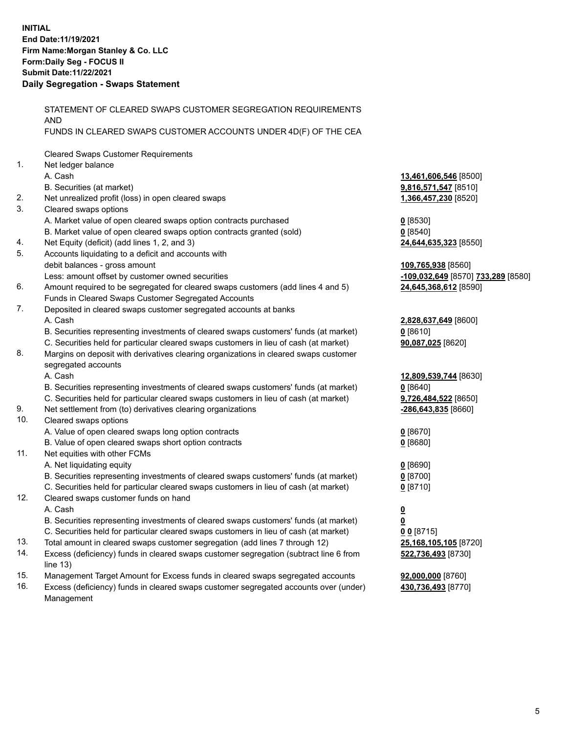**INITIAL**
**End Date:11/19/2021**
**Firm Name:Morgan Stanley & Co. LLC**
**Form:Daily Seg - FOCUS II**
**Submit Date:11/22/2021**
**Daily Segregation - Swaps Statement**

STATEMENT OF CLEARED SWAPS CUSTOMER SEGREGATION REQUIREMENTS AND FUNDS IN CLEARED SWAPS CUSTOMER ACCOUNTS UNDER 4D(F) OF THE CEA

| | | |
|---|---|---|
| | Cleared Swaps Customer Requirements | |
| 1. | Net ledger balance | |
| | A. Cash | **13,461,606,546** [8500] |
| | B. Securities (at market) | **9,816,571,547** [8510] |
| 2. | Net unrealized profit (loss) in open cleared swaps | **1,366,457,230** [8520] |
| 3. | Cleared swaps options | |
| | A. Market value of open cleared swaps option contracts purchased | **0** [8530] |
| | B. Market value of open cleared swaps option contracts granted (sold) | **0** [8540] |
| 4. | Net Equity (deficit) (add lines 1, 2, and 3) | **24,644,635,323** [8550] |
| 5. | Accounts liquidating to a deficit and accounts with debit balances - gross amount | **109,765,938** [8560] |
| | Less: amount offset by customer owned securities | **-109,032,649** [8570] **733,289** [8580] |
| 6. | Amount required to be segregated for cleared swaps customers (add lines 4 and 5) | **24,645,368,612** [8590] |
| | Funds in Cleared Swaps Customer Segregated Accounts | |
| 7. | Deposited in cleared swaps customer segregated accounts at banks | |
| | A. Cash | **2,828,637,649** [8600] |
| | B. Securities representing investments of cleared swaps customers' funds (at market) | **0** [8610] |
| | C. Securities held for particular cleared swaps customers in lieu of cash (at market) | **90,087,025** [8620] |
| 8. | Margins on deposit with derivatives clearing organizations in cleared swaps customer segregated accounts | |
| | A. Cash | **12,809,539,744** [8630] |
| | B. Securities representing investments of cleared swaps customers' funds (at market) | **0** [8640] |
| | C. Securities held for particular cleared swaps customers in lieu of cash (at market) | **9,726,484,522** [8650] |
| 9. | Net settlement from (to) derivatives clearing organizations | **-286,643,835** [8660] |
| 10. | Cleared swaps options | |
| | A. Value of open cleared swaps long option contracts | **0** [8670] |
| | B. Value of open cleared swaps short option contracts | **0** [8680] |
| 11. | Net equities with other FCMs | |
| | A. Net liquidating equity | **0** [8690] |
| | B. Securities representing investments of cleared swaps customers' funds (at market) | **0** [8700] |
| | C. Securities held for particular cleared swaps customers in lieu of cash (at market) | **0** [8710] |
| 12. | Cleared swaps customer funds on hand | |
| | A. Cash | **0** |
| | B. Securities representing investments of cleared swaps customers' funds (at market) | **0** |
| | C. Securities held for particular cleared swaps customers in lieu of cash (at market) | **0** **0** [8715] |
| 13. | Total amount in cleared swaps customer segregation (add lines 7 through 12) | **25,168,105,105** [8720] |
| 14. | Excess (deficiency) funds in cleared swaps customer segregation (subtract line 6 from line 13) | **522,736,493** [8730] |
| 15. | Management Target Amount for Excess funds in cleared swaps segregated accounts | **92,000,000** [8760] |
| 16. | Excess (deficiency) funds in cleared swaps customer segregated accounts over (under) Management | **430,736,493** [8770] |